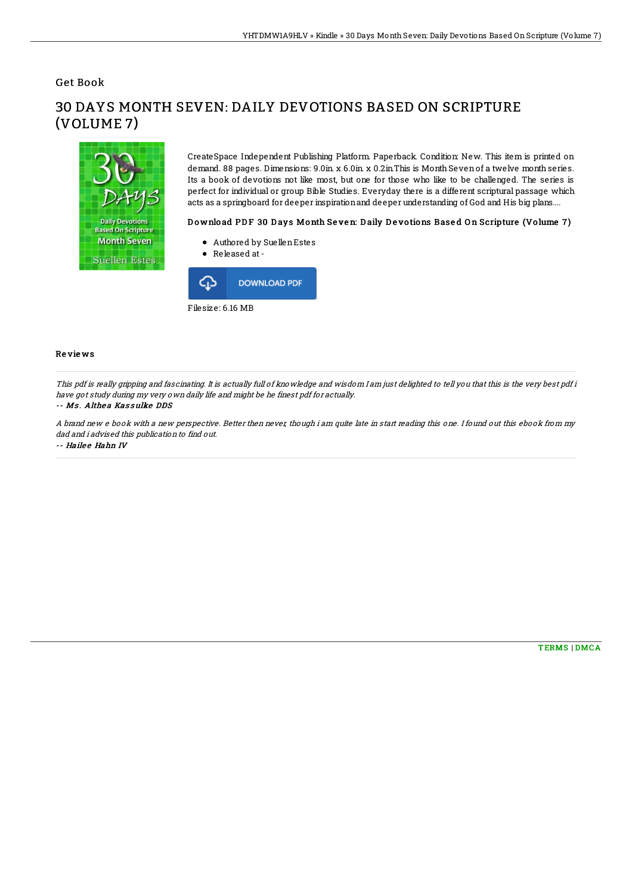Get Book

# 30 DAYS MONTH SEVEN: DAILY DEVOTIONS BASED ON SCRIPTURE (VOLUME 7)

CreateSpace Independent Publishing Platform. Paperback. Condition: New. This item is printed on demand. 88 pages. Dimensions: 9.0in. x 6.0in. x 0.2in.This is Month Seven of a twelve month series. Its a book of devotions not like most, but one for those who like to be challenged. The series is perfect for individual or group Bible Studies. Everyday there is a different scriptural passage which acts as a springboard for deeper inspiration and deeper understanding of God and His big plans....

### Download PDF 30 Days Month Seven: Daily Devotions Based On Scripture (Volume 7)

- Authored by Suellen Estes
- Released at -

DOWNLOAD PDF

Filesize: 6.16 MB

## Reviews

*This pdf is really gripping and fascinating. It is actually full of knowledge and wisdom I am just delighted to tell you that this is the very best pdf i have got study during my very own daily life and might be he finest pdf for actually.*

*-- Ms. Althea Kassulke DDS*

*A brand new e book with a new perspective. Better then never, though i am quite late in start reading this one. I found out this ebook from my dad and i advised this publication to find out.*

*-- Hailee Hahn IV*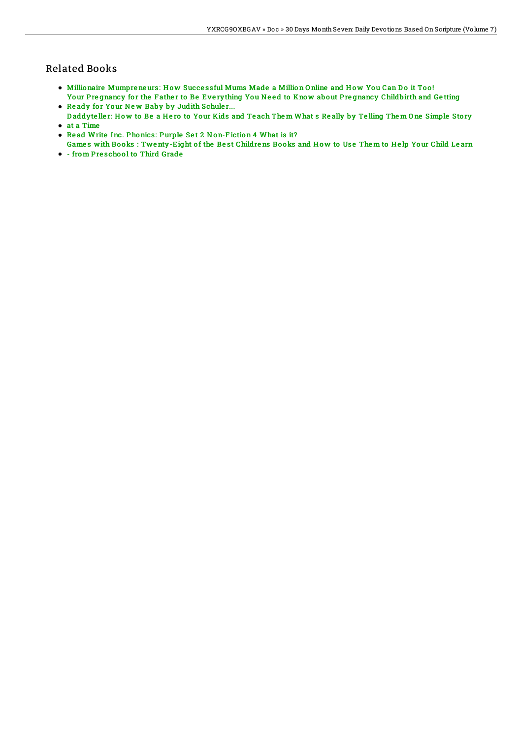## Related Books

- Millionaire Mumpreneurs: How Successful Mums Made a Million Online and How You Can Do it Too!
- Your Pregnancy for the Father to Be Everything You Need to Know about Pregnancy Childbirth and Getting Ready for Your New Baby by Judith Schuler...
- Daddyteller: How to Be a Hero to Your Kids and Teach Them What s Really by Telling Them One Simple Story at a Time
- Read Write Inc. Phonics: Purple Set 2 Non-Fiction 4 What is it?
- Games with Books : Twenty-Eight of the Best Childrens Books and How to Use Them to Help Your Child Learn - from Preschool to Third Grade